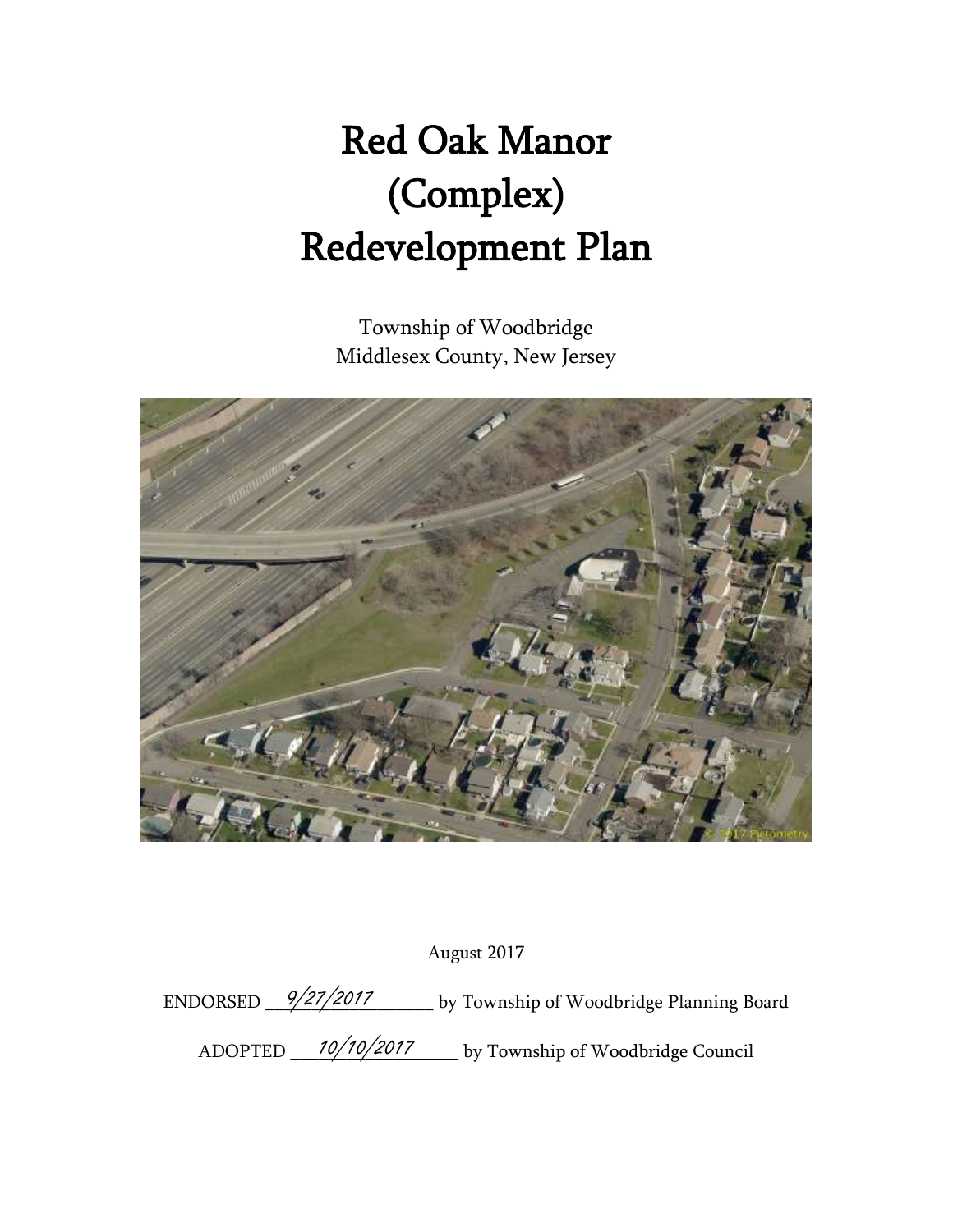# Red Oak Manor
# (Complex)
# Redevelopment Plan

Township of Woodbridge
Middlesex County, New Jersey

August 2017

ENDORSED 9/27/2017 by Township of Woodbridge Planning Board

ADOPTED 10/10/2017 by Township of Woodbridge Council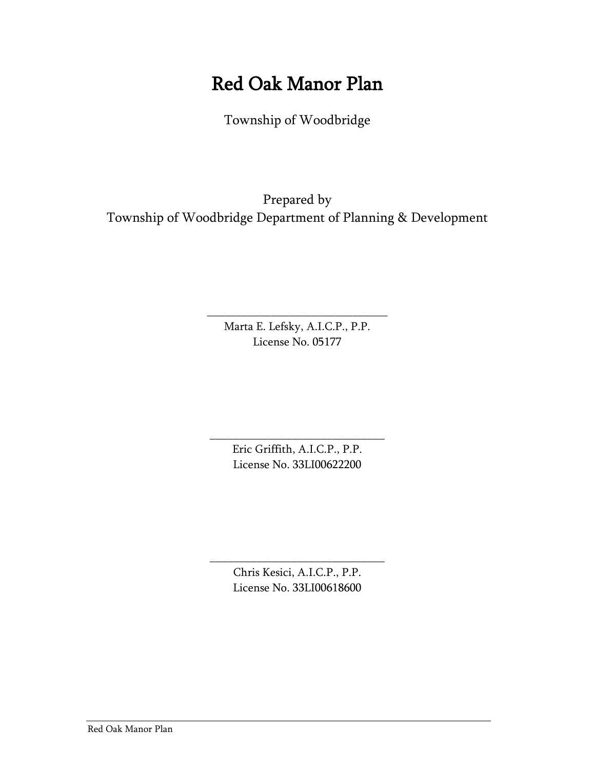# Red Oak Manor Plan

Township of Woodbridge

Prepared by
Township of Woodbridge Department of Planning & Development

_______________________________
Marta E. Lefsky, A.I.C.P., P.P.
License No. 05177

_______________________________
Eric Griffith, A.I.C.P., P.P.
License No. 33LI00622200

_______________________________
Chris Kesici, A.I.C.P., P.P.
License No. 33LI00618600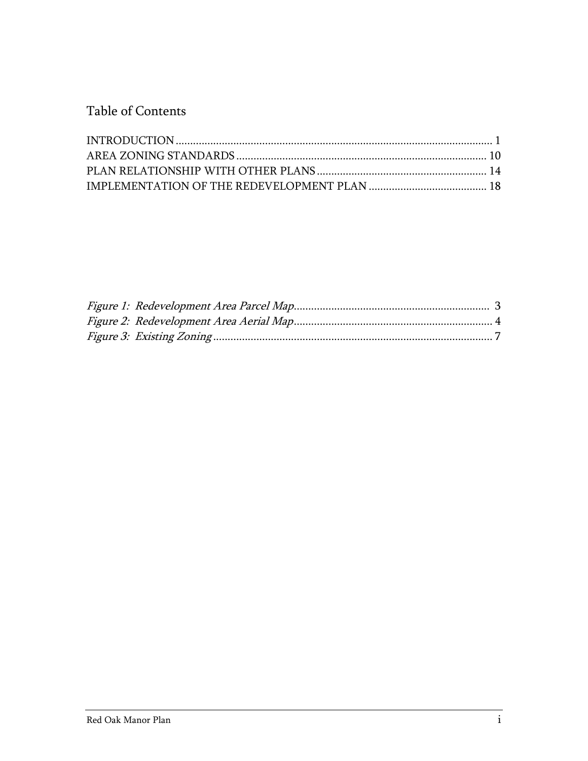# Table of Contents

INTRODUCTION ............................................................................................................. 1
AREA ZONING STANDARDS ....................................................................................... 10
PLAN RELATIONSHIP WITH OTHER PLANS ............................................................ 14
IMPLEMENTATION OF THE REDEVELOPMENT PLAN .......................................... 18

*Figure 1: Redevelopment Area Parcel Map*.................................................................... 3
*Figure 2: Redevelopment Area Aerial Map*..................................................................... 4
*Figure 3: Existing Zoning*.................................................................................................. 7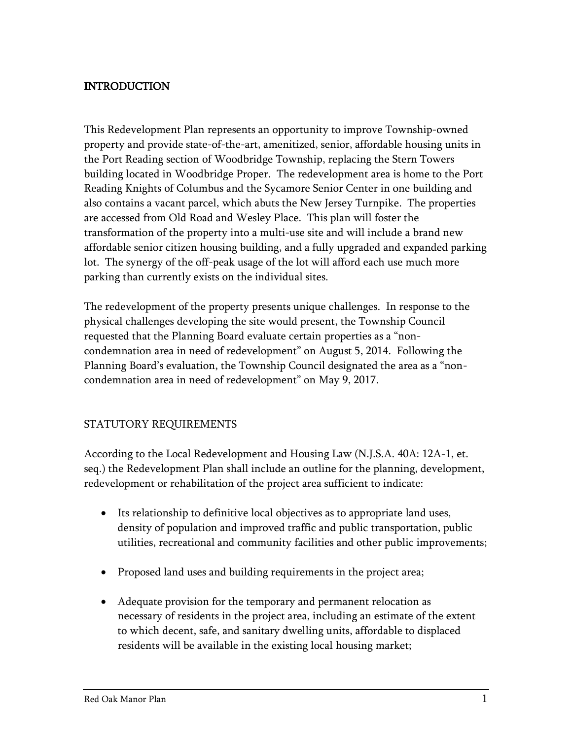## INTRODUCTION

This Redevelopment Plan represents an opportunity to improve Township-owned property and provide state-of-the-art, amenitized, senior, affordable housing units in the Port Reading section of Woodbridge Township, replacing the Stern Towers building located in Woodbridge Proper. The redevelopment area is home to the Port Reading Knights of Columbus and the Sycamore Senior Center in one building and also contains a vacant parcel, which abuts the New Jersey Turnpike. The properties are accessed from Old Road and Wesley Place. This plan will foster the transformation of the property into a multi-use site and will include a brand new affordable senior citizen housing building, and a fully upgraded and expanded parking lot. The synergy of the off-peak usage of the lot will afford each use much more parking than currently exists on the individual sites.

The redevelopment of the property presents unique challenges. In response to the physical challenges developing the site would present, the Township Council requested that the Planning Board evaluate certain properties as a "non-condemnation area in need of redevelopment" on August 5, 2014. Following the Planning Board's evaluation, the Township Council designated the area as a "non-condemnation area in need of redevelopment" on May 9, 2017.

### STATUTORY REQUIREMENTS

According to the Local Redevelopment and Housing Law (N.J.S.A. 40A: 12A-1, et. seq.) the Redevelopment Plan shall include an outline for the planning, development, redevelopment or rehabilitation of the project area sufficient to indicate:

- Its relationship to definitive local objectives as to appropriate land uses, density of population and improved traffic and public transportation, public utilities, recreational and community facilities and other public improvements;
- Proposed land uses and building requirements in the project area;
- Adequate provision for the temporary and permanent relocation as necessary of residents in the project area, including an estimate of the extent to which decent, safe, and sanitary dwelling units, affordable to displaced residents will be available in the existing local housing market;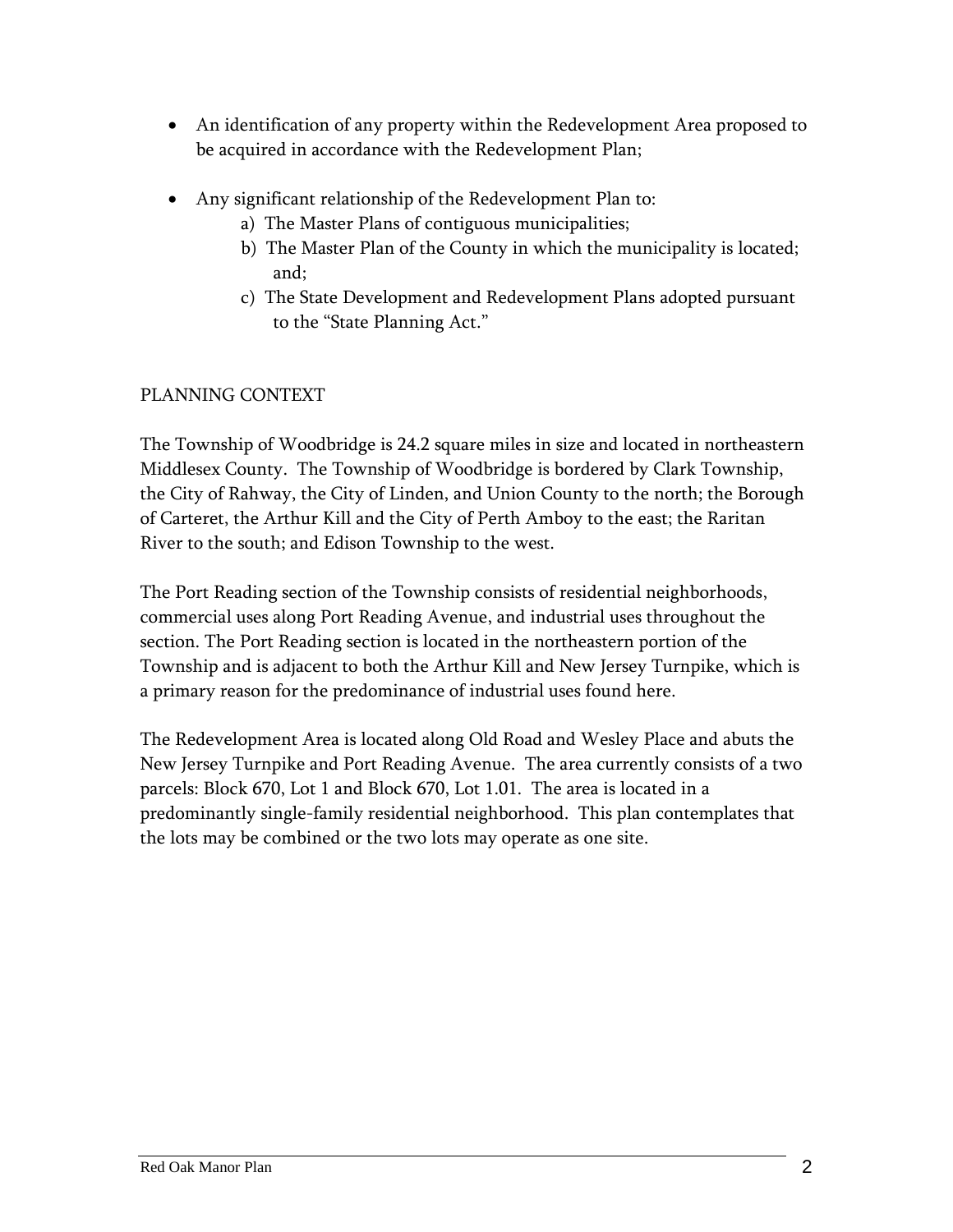- An identification of any property within the Redevelopment Area proposed to be acquired in accordance with the Redevelopment Plan;

- Any significant relationship of the Redevelopment Plan to:
  - a) The Master Plans of contiguous municipalities;
  - b) The Master Plan of the County in which the municipality is located; and;
  - c) The State Development and Redevelopment Plans adopted pursuant to the "State Planning Act."

## PLANNING CONTEXT

The Township of Woodbridge is 24.2 square miles in size and located in northeastern Middlesex County. The Township of Woodbridge is bordered by Clark Township, the City of Rahway, the City of Linden, and Union County to the north; the Borough of Carteret, the Arthur Kill and the City of Perth Amboy to the east; the Raritan River to the south; and Edison Township to the west.

The Port Reading section of the Township consists of residential neighborhoods, commercial uses along Port Reading Avenue, and industrial uses throughout the section. The Port Reading section is located in the northeastern portion of the Township and is adjacent to both the Arthur Kill and New Jersey Turnpike, which is a primary reason for the predominance of industrial uses found here.

The Redevelopment Area is located along Old Road and Wesley Place and abuts the New Jersey Turnpike and Port Reading Avenue. The area currently consists of a two parcels: Block 670, Lot 1 and Block 670, Lot 1.01. The area is located in a predominantly single-family residential neighborhood. This plan contemplates that the lots may be combined or the two lots may operate as one site.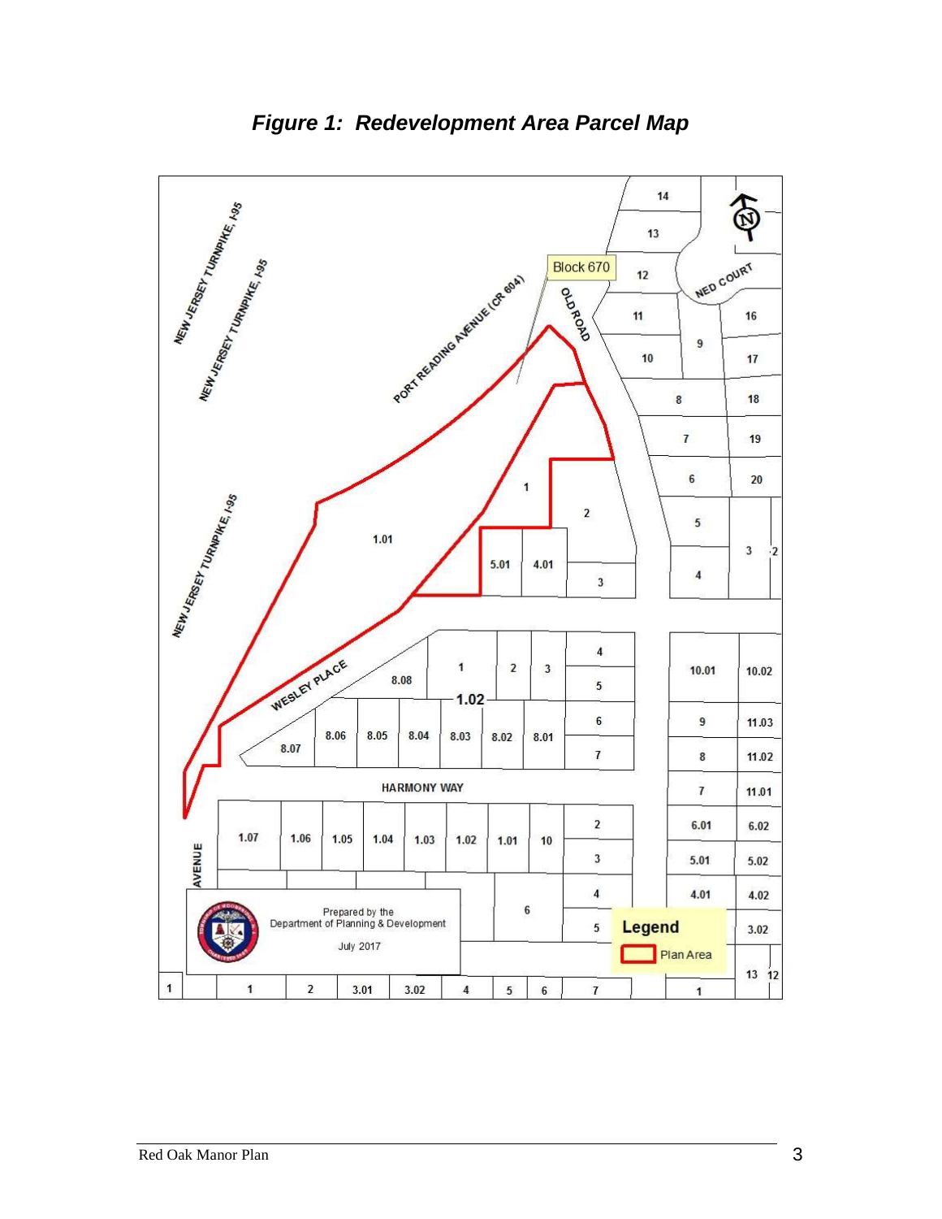*Figure 1: Redevelopment Area Parcel Map*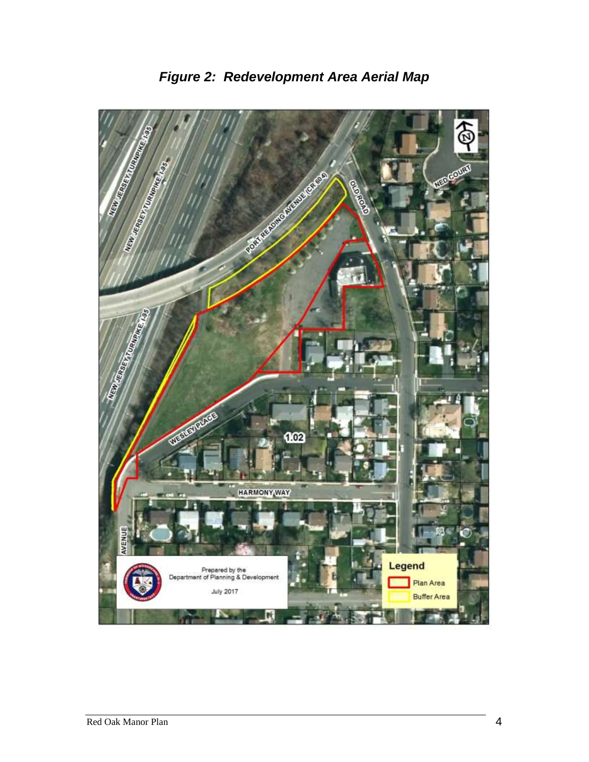## *Figure 2: Redevelopment Area Aerial Map*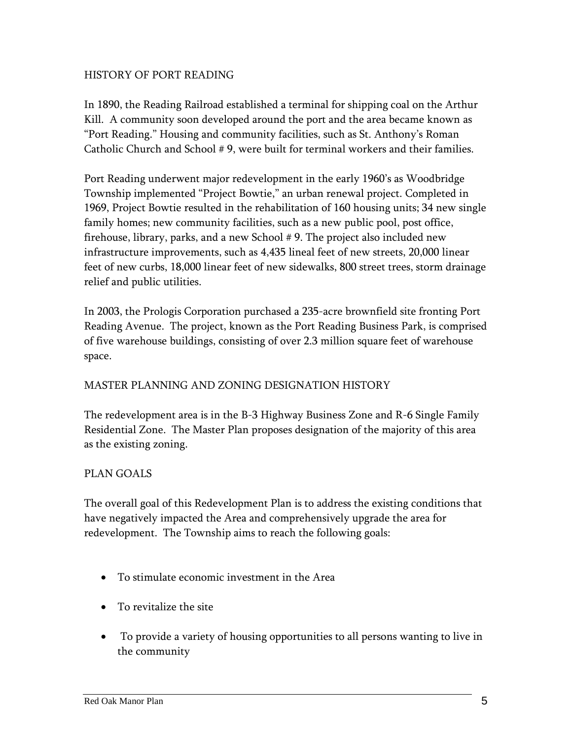## HISTORY OF PORT READING

In 1890, the Reading Railroad established a terminal for shipping coal on the Arthur Kill. A community soon developed around the port and the area became known as "Port Reading." Housing and community facilities, such as St. Anthony's Roman Catholic Church and School # 9, were built for terminal workers and their families.

Port Reading underwent major redevelopment in the early 1960's as Woodbridge Township implemented "Project Bowtie," an urban renewal project. Completed in 1969, Project Bowtie resulted in the rehabilitation of 160 housing units; 34 new single family homes; new community facilities, such as a new public pool, post office, firehouse, library, parks, and a new School # 9. The project also included new infrastructure improvements, such as 4,435 lineal feet of new streets, 20,000 linear feet of new curbs, 18,000 linear feet of new sidewalks, 800 street trees, storm drainage relief and public utilities.

In 2003, the Prologis Corporation purchased a 235-acre brownfield site fronting Port Reading Avenue. The project, known as the Port Reading Business Park, is comprised of five warehouse buildings, consisting of over 2.3 million square feet of warehouse space.

## MASTER PLANNING AND ZONING DESIGNATION HISTORY

The redevelopment area is in the B-3 Highway Business Zone and R-6 Single Family Residential Zone. The Master Plan proposes designation of the majority of this area as the existing zoning.

## PLAN GOALS

The overall goal of this Redevelopment Plan is to address the existing conditions that have negatively impacted the Area and comprehensively upgrade the area for redevelopment. The Township aims to reach the following goals:

- To stimulate economic investment in the Area
- To revitalize the site
- To provide a variety of housing opportunities to all persons wanting to live in the community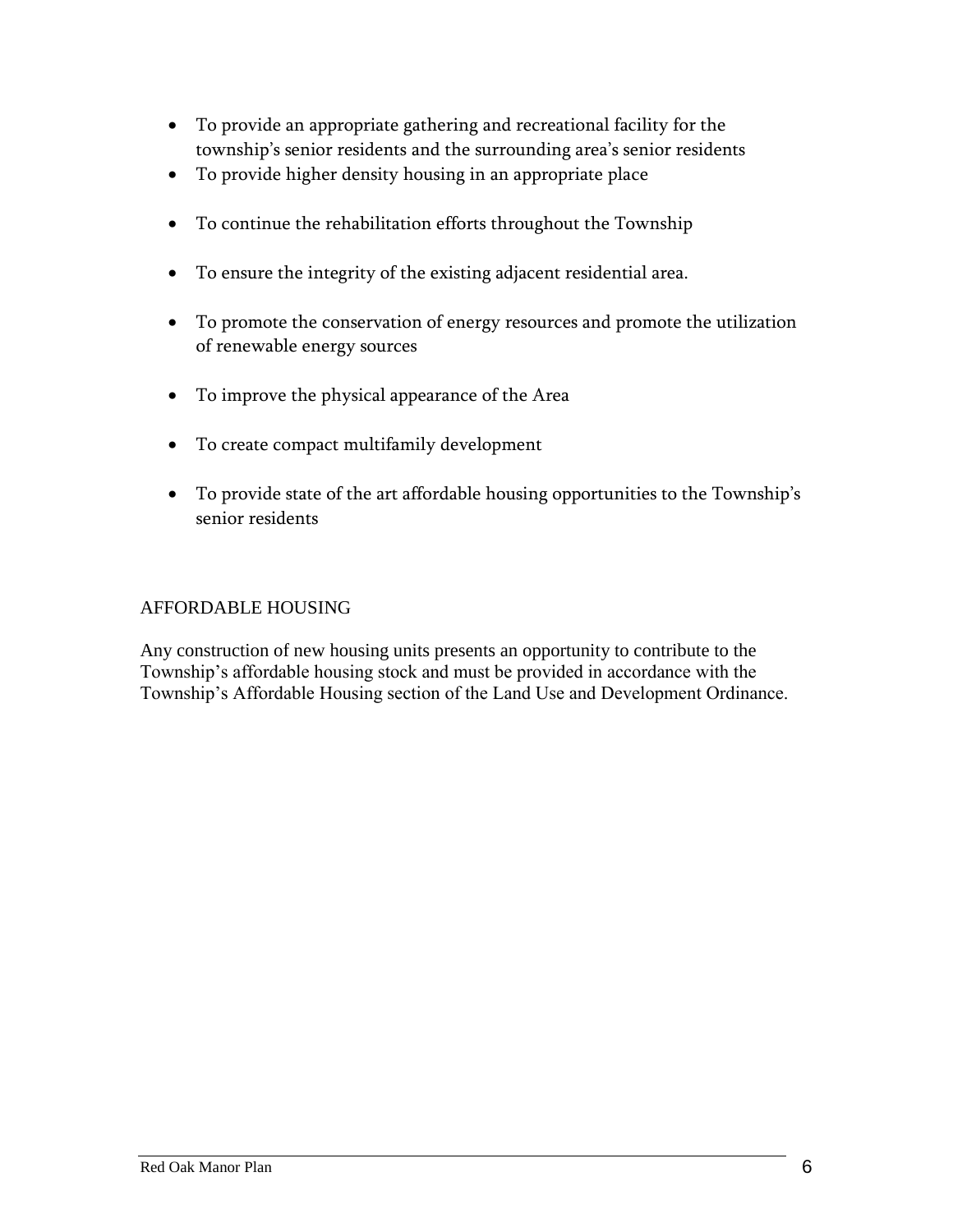- To provide an appropriate gathering and recreational facility for the township's senior residents and the surrounding area's senior residents
- To provide higher density housing in an appropriate place
- To continue the rehabilitation efforts throughout the Township
- To ensure the integrity of the existing adjacent residential area.
- To promote the conservation of energy resources and promote the utilization of renewable energy sources
- To improve the physical appearance of the Area
- To create compact multifamily development
- To provide state of the art affordable housing opportunities to the Township's senior residents

## AFFORDABLE HOUSING

Any construction of new housing units presents an opportunity to contribute to the Township's affordable housing stock and must be provided in accordance with the Township's Affordable Housing section of the Land Use and Development Ordinance.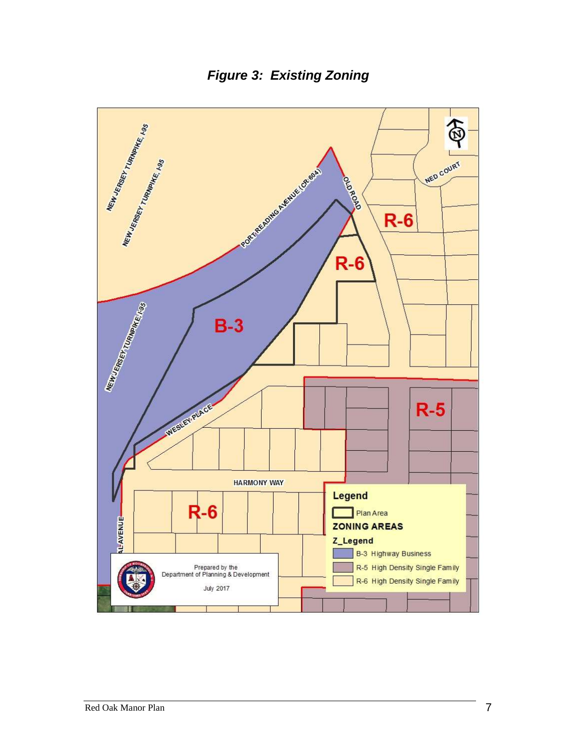***Figure 3: Existing Zoning***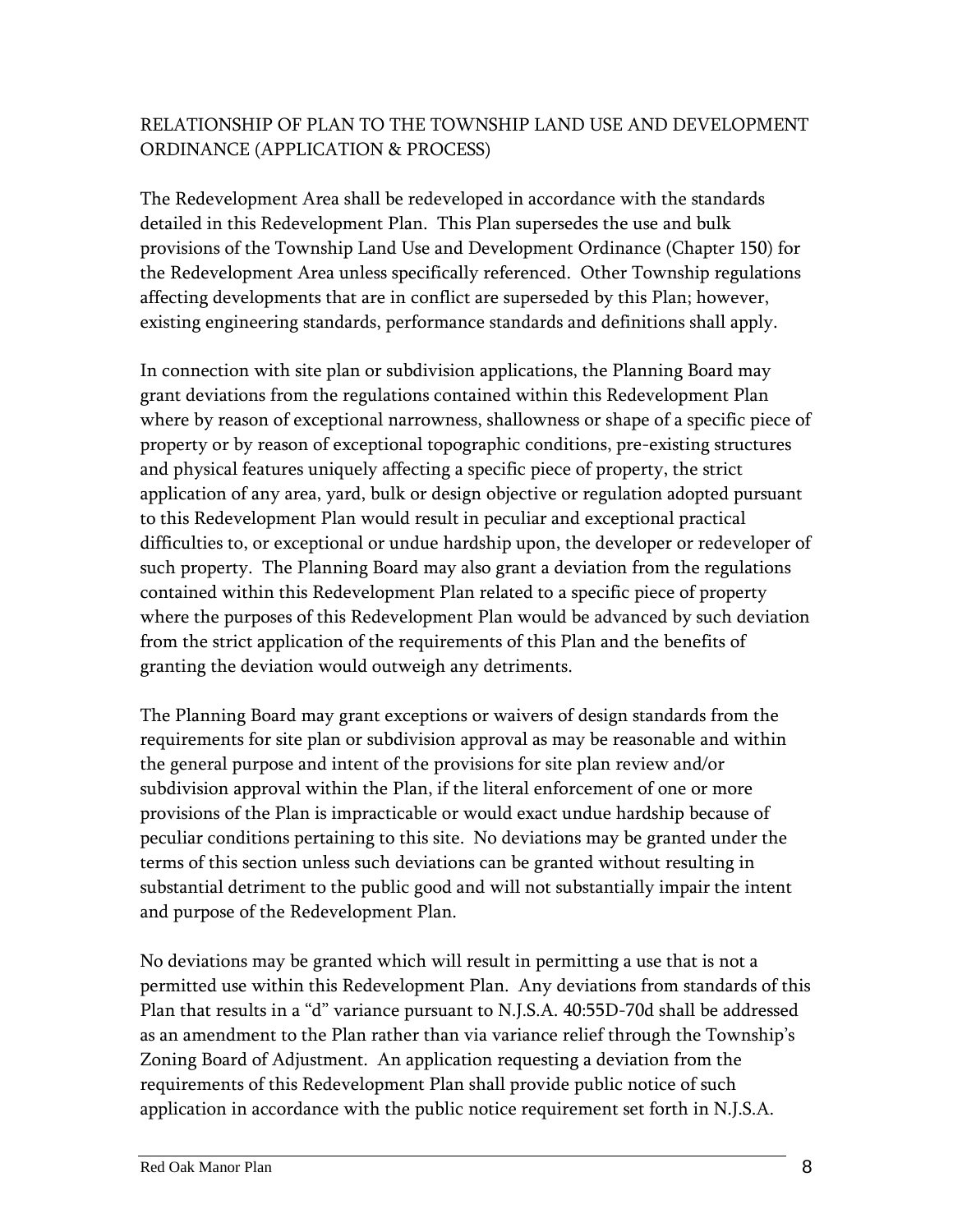## RELATIONSHIP OF PLAN TO THE TOWNSHIP LAND USE AND DEVELOPMENT ORDINANCE (APPLICATION & PROCESS)

The Redevelopment Area shall be redeveloped in accordance with the standards detailed in this Redevelopment Plan. This Plan supersedes the use and bulk provisions of the Township Land Use and Development Ordinance (Chapter 150) for the Redevelopment Area unless specifically referenced. Other Township regulations affecting developments that are in conflict are superseded by this Plan; however, existing engineering standards, performance standards and definitions shall apply.

In connection with site plan or subdivision applications, the Planning Board may grant deviations from the regulations contained within this Redevelopment Plan where by reason of exceptional narrowness, shallowness or shape of a specific piece of property or by reason of exceptional topographic conditions, pre-existing structures and physical features uniquely affecting a specific piece of property, the strict application of any area, yard, bulk or design objective or regulation adopted pursuant to this Redevelopment Plan would result in peculiar and exceptional practical difficulties to, or exceptional or undue hardship upon, the developer or redeveloper of such property. The Planning Board may also grant a deviation from the regulations contained within this Redevelopment Plan related to a specific piece of property where the purposes of this Redevelopment Plan would be advanced by such deviation from the strict application of the requirements of this Plan and the benefits of granting the deviation would outweigh any detriments.

The Planning Board may grant exceptions or waivers of design standards from the requirements for site plan or subdivision approval as may be reasonable and within the general purpose and intent of the provisions for site plan review and/or subdivision approval within the Plan, if the literal enforcement of one or more provisions of the Plan is impracticable or would exact undue hardship because of peculiar conditions pertaining to this site. No deviations may be granted under the terms of this section unless such deviations can be granted without resulting in substantial detriment to the public good and will not substantially impair the intent and purpose of the Redevelopment Plan.

No deviations may be granted which will result in permitting a use that is not a permitted use within this Redevelopment Plan. Any deviations from standards of this Plan that results in a "d" variance pursuant to N.J.S.A. 40:55D-70d shall be addressed as an amendment to the Plan rather than via variance relief through the Township's Zoning Board of Adjustment. An application requesting a deviation from the requirements of this Redevelopment Plan shall provide public notice of such application in accordance with the public notice requirement set forth in N.J.S.A.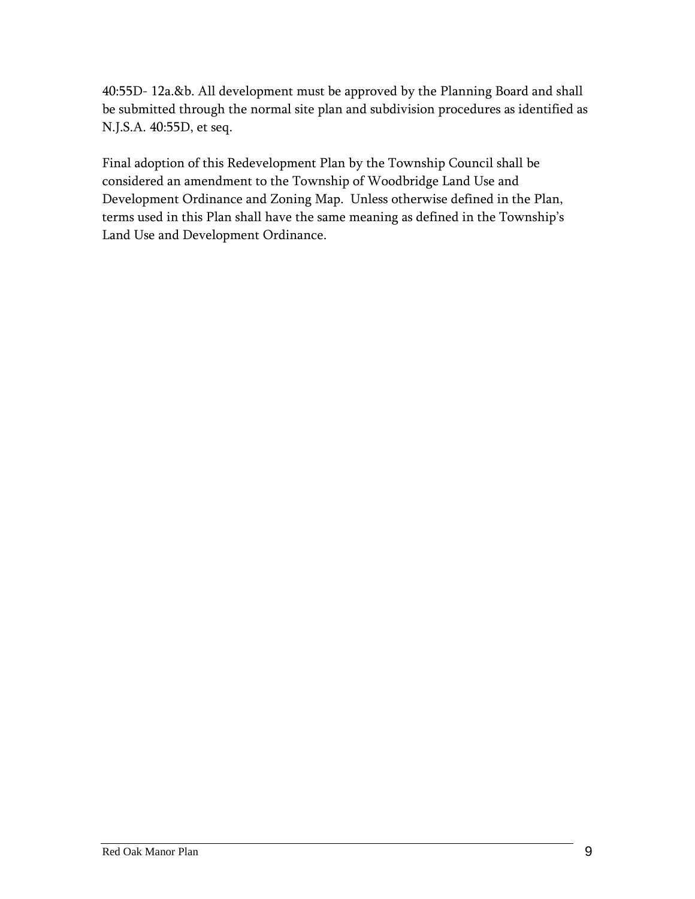40:55D- 12a.&b. All development must be approved by the Planning Board and shall be submitted through the normal site plan and subdivision procedures as identified as N.J.S.A. 40:55D, et seq.

Final adoption of this Redevelopment Plan by the Township Council shall be considered an amendment to the Township of Woodbridge Land Use and Development Ordinance and Zoning Map. Unless otherwise defined in the Plan, terms used in this Plan shall have the same meaning as defined in the Township's Land Use and Development Ordinance.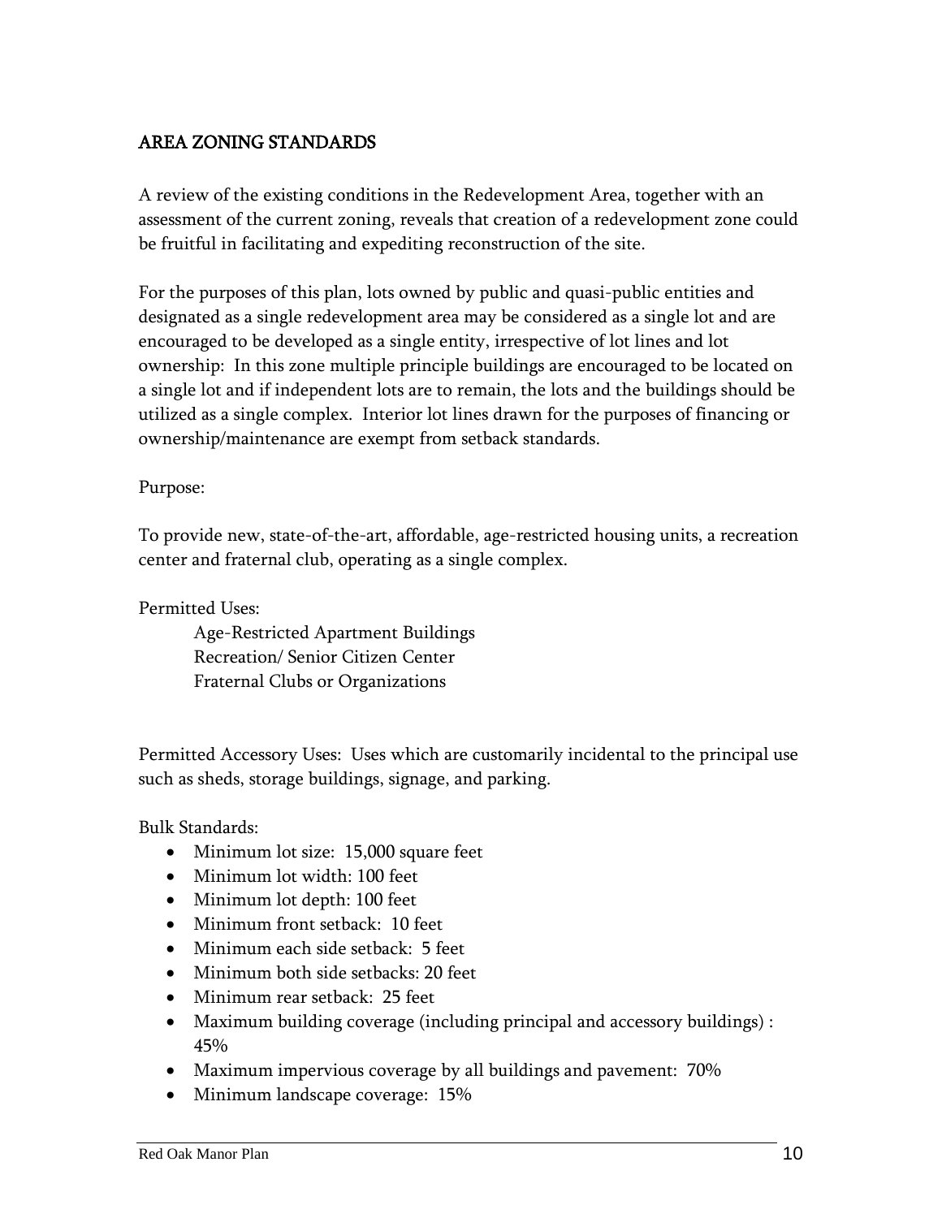## AREA ZONING STANDARDS

A review of the existing conditions in the Redevelopment Area, together with an assessment of the current zoning, reveals that creation of a redevelopment zone could be fruitful in facilitating and expediting reconstruction of the site.

For the purposes of this plan, lots owned by public and quasi-public entities and designated as a single redevelopment area may be considered as a single lot and are encouraged to be developed as a single entity, irrespective of lot lines and lot ownership: In this zone multiple principle buildings are encouraged to be located on a single lot and if independent lots are to remain, the lots and the buildings should be utilized as a single complex. Interior lot lines drawn for the purposes of financing or ownership/maintenance are exempt from setback standards.

Purpose:

To provide new, state-of-the-art, affordable, age-restricted housing units, a recreation center and fraternal club, operating as a single complex.

Permitted Uses:

Age-Restricted Apartment Buildings
Recreation/ Senior Citizen Center
Fraternal Clubs or Organizations

Permitted Accessory Uses: Uses which are customarily incidental to the principal use such as sheds, storage buildings, signage, and parking.

Bulk Standards:

- Minimum lot size: 15,000 square feet
- Minimum lot width: 100 feet
- Minimum lot depth: 100 feet
- Minimum front setback: 10 feet
- Minimum each side setback: 5 feet
- Minimum both side setbacks: 20 feet
- Minimum rear setback: 25 feet
- Maximum building coverage (including principal and accessory buildings) : 45%
- Maximum impervious coverage by all buildings and pavement: 70%
- Minimum landscape coverage: 15%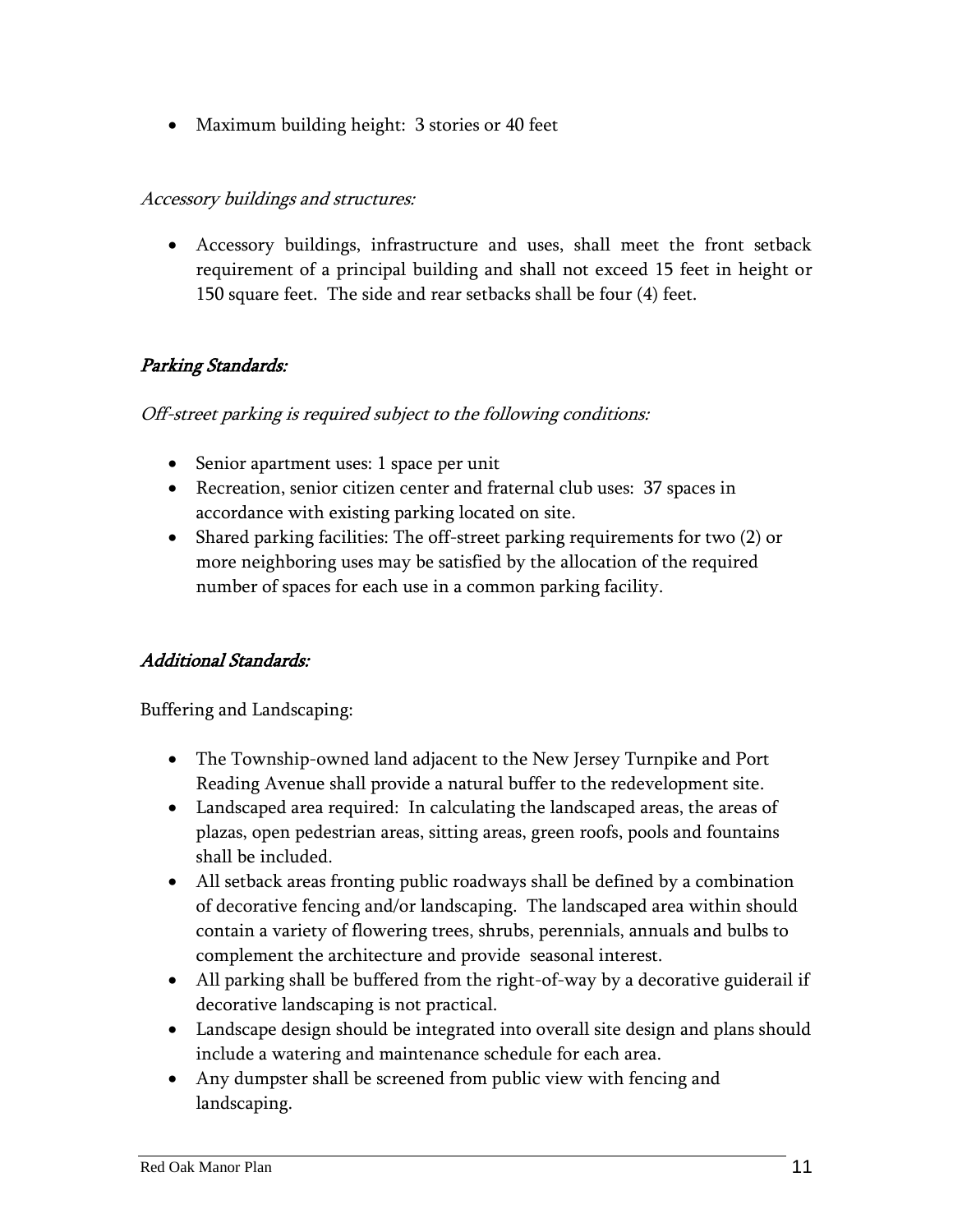- Maximum building height: 3 stories or 40 feet

*Accessory buildings and structures:*

- Accessory buildings, infrastructure and uses, shall meet the front setback requirement of a principal building and shall not exceed 15 feet in height or 150 square feet. The side and rear setbacks shall be four (4) feet.

### *Parking Standards:*

*Off-street parking is required subject to the following conditions:*

- Senior apartment uses: 1 space per unit
- Recreation, senior citizen center and fraternal club uses: 37 spaces in accordance with existing parking located on site.
- Shared parking facilities: The off-street parking requirements for two (2) or more neighboring uses may be satisfied by the allocation of the required number of spaces for each use in a common parking facility.

### *Additional Standards:*

Buffering and Landscaping:

- The Township-owned land adjacent to the New Jersey Turnpike and Port Reading Avenue shall provide a natural buffer to the redevelopment site.
- Landscaped area required: In calculating the landscaped areas, the areas of plazas, open pedestrian areas, sitting areas, green roofs, pools and fountains shall be included.
- All setback areas fronting public roadways shall be defined by a combination of decorative fencing and/or landscaping. The landscaped area within should contain a variety of flowering trees, shrubs, perennials, annuals and bulbs to complement the architecture and provide seasonal interest.
- All parking shall be buffered from the right-of-way by a decorative guiderail if decorative landscaping is not practical.
- Landscape design should be integrated into overall site design and plans should include a watering and maintenance schedule for each area.
- Any dumpster shall be screened from public view with fencing and landscaping.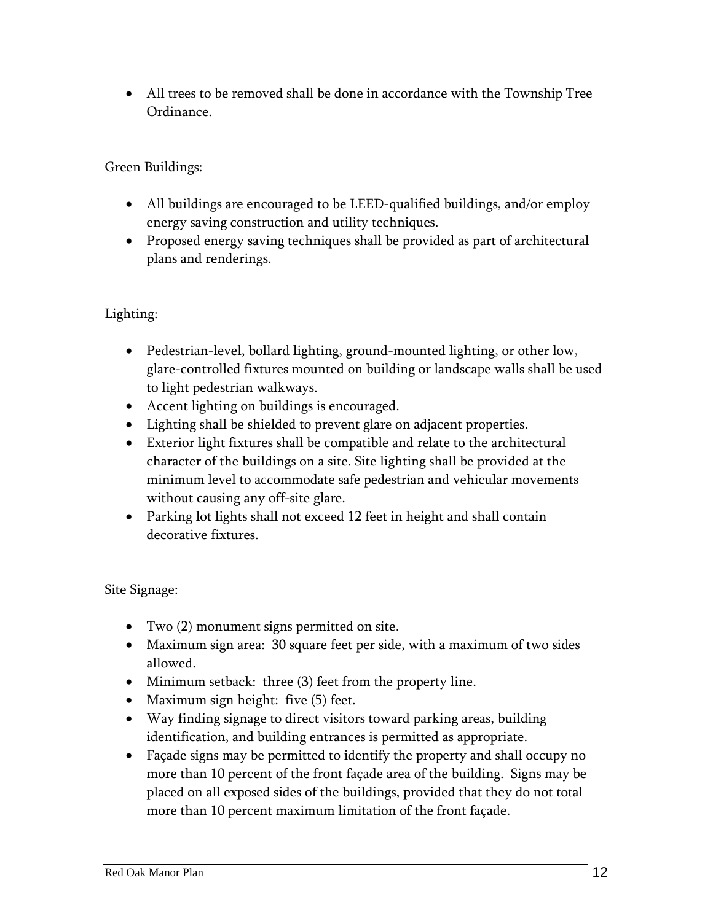- All trees to be removed shall be done in accordance with the Township Tree Ordinance.

Green Buildings:

- All buildings are encouraged to be LEED-qualified buildings, and/or employ energy saving construction and utility techniques.
- Proposed energy saving techniques shall be provided as part of architectural plans and renderings.

Lighting:

- Pedestrian-level, bollard lighting, ground-mounted lighting, or other low, glare-controlled fixtures mounted on building or landscape walls shall be used to light pedestrian walkways.
- Accent lighting on buildings is encouraged.
- Lighting shall be shielded to prevent glare on adjacent properties.
- Exterior light fixtures shall be compatible and relate to the architectural character of the buildings on a site. Site lighting shall be provided at the minimum level to accommodate safe pedestrian and vehicular movements without causing any off-site glare.
- Parking lot lights shall not exceed 12 feet in height and shall contain decorative fixtures.

Site Signage:

- Two (2) monument signs permitted on site.
- Maximum sign area: 30 square feet per side, with a maximum of two sides allowed.
- Minimum setback: three (3) feet from the property line.
- Maximum sign height: five (5) feet.
- Way finding signage to direct visitors toward parking areas, building identification, and building entrances is permitted as appropriate.
- Façade signs may be permitted to identify the property and shall occupy no more than 10 percent of the front façade area of the building. Signs may be placed on all exposed sides of the buildings, provided that they do not total more than 10 percent maximum limitation of the front façade.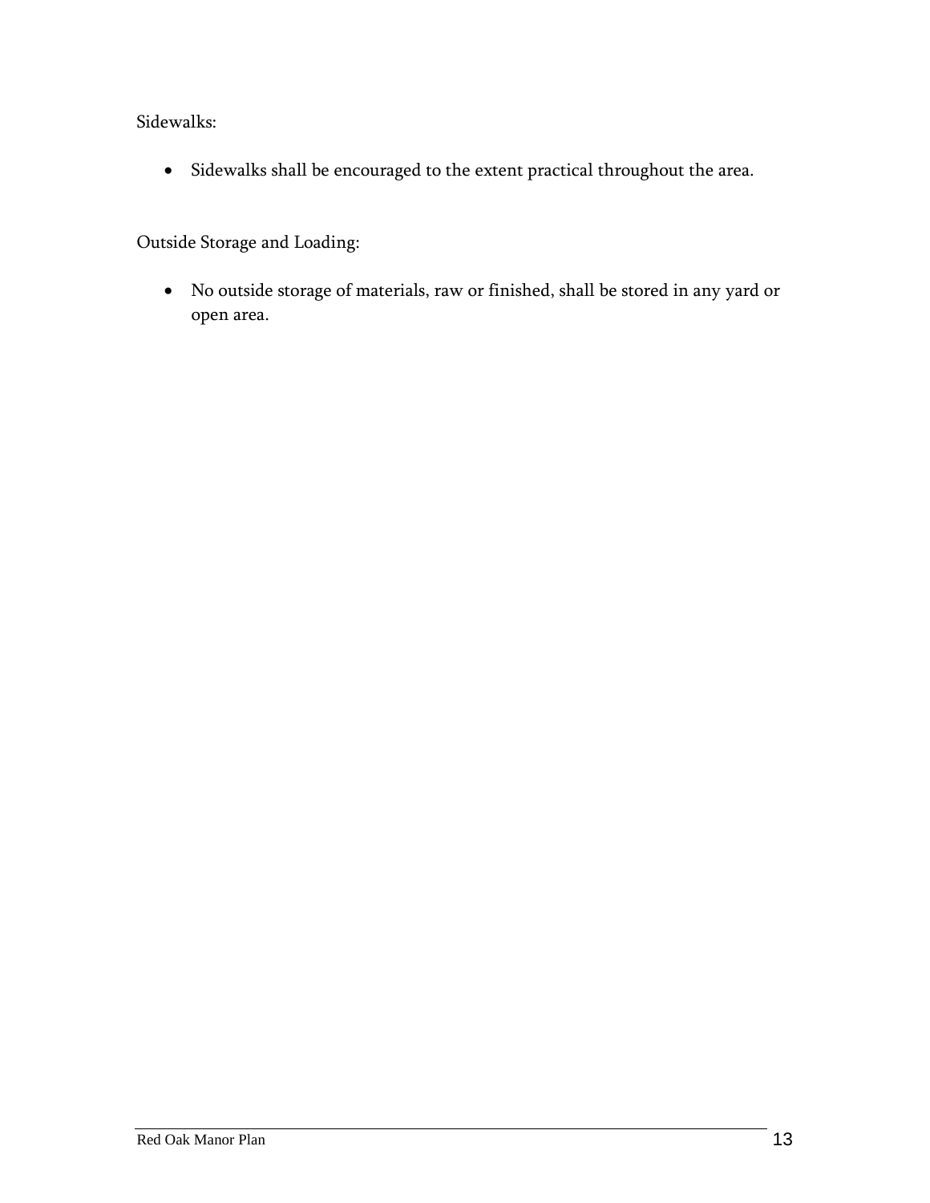Sidewalks:

- Sidewalks shall be encouraged to the extent practical throughout the area.

Outside Storage and Loading:

- No outside storage of materials, raw or finished, shall be stored in any yard or open area.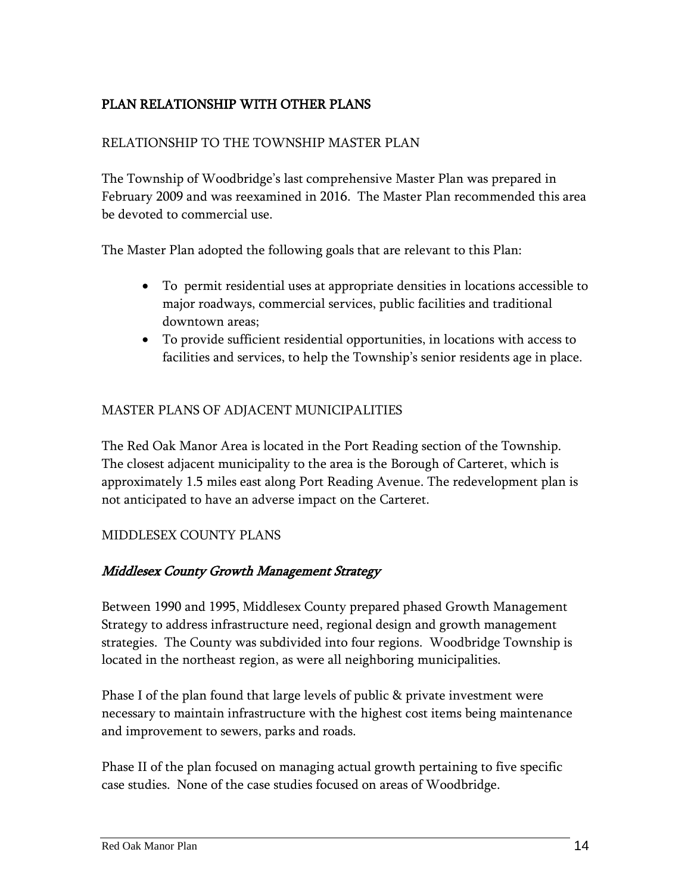## PLAN RELATIONSHIP WITH OTHER PLANS

### RELATIONSHIP TO THE TOWNSHIP MASTER PLAN

The Township of Woodbridge's last comprehensive Master Plan was prepared in February 2009 and was reexamined in 2016. The Master Plan recommended this area be devoted to commercial use.

The Master Plan adopted the following goals that are relevant to this Plan:

- To permit residential uses at appropriate densities in locations accessible to major roadways, commercial services, public facilities and traditional downtown areas;
- To provide sufficient residential opportunities, in locations with access to facilities and services, to help the Township's senior residents age in place.

### MASTER PLANS OF ADJACENT MUNICIPALITIES

The Red Oak Manor Area is located in the Port Reading section of the Township. The closest adjacent municipality to the area is the Borough of Carteret, which is approximately 1.5 miles east along Port Reading Avenue. The redevelopment plan is not anticipated to have an adverse impact on the Carteret.

### MIDDLESEX COUNTY PLANS

#### *Middlesex County Growth Management Strategy*

Between 1990 and 1995, Middlesex County prepared phased Growth Management Strategy to address infrastructure need, regional design and growth management strategies. The County was subdivided into four regions. Woodbridge Township is located in the northeast region, as were all neighboring municipalities.

Phase I of the plan found that large levels of public & private investment were necessary to maintain infrastructure with the highest cost items being maintenance and improvement to sewers, parks and roads.

Phase II of the plan focused on managing actual growth pertaining to five specific case studies. None of the case studies focused on areas of Woodbridge.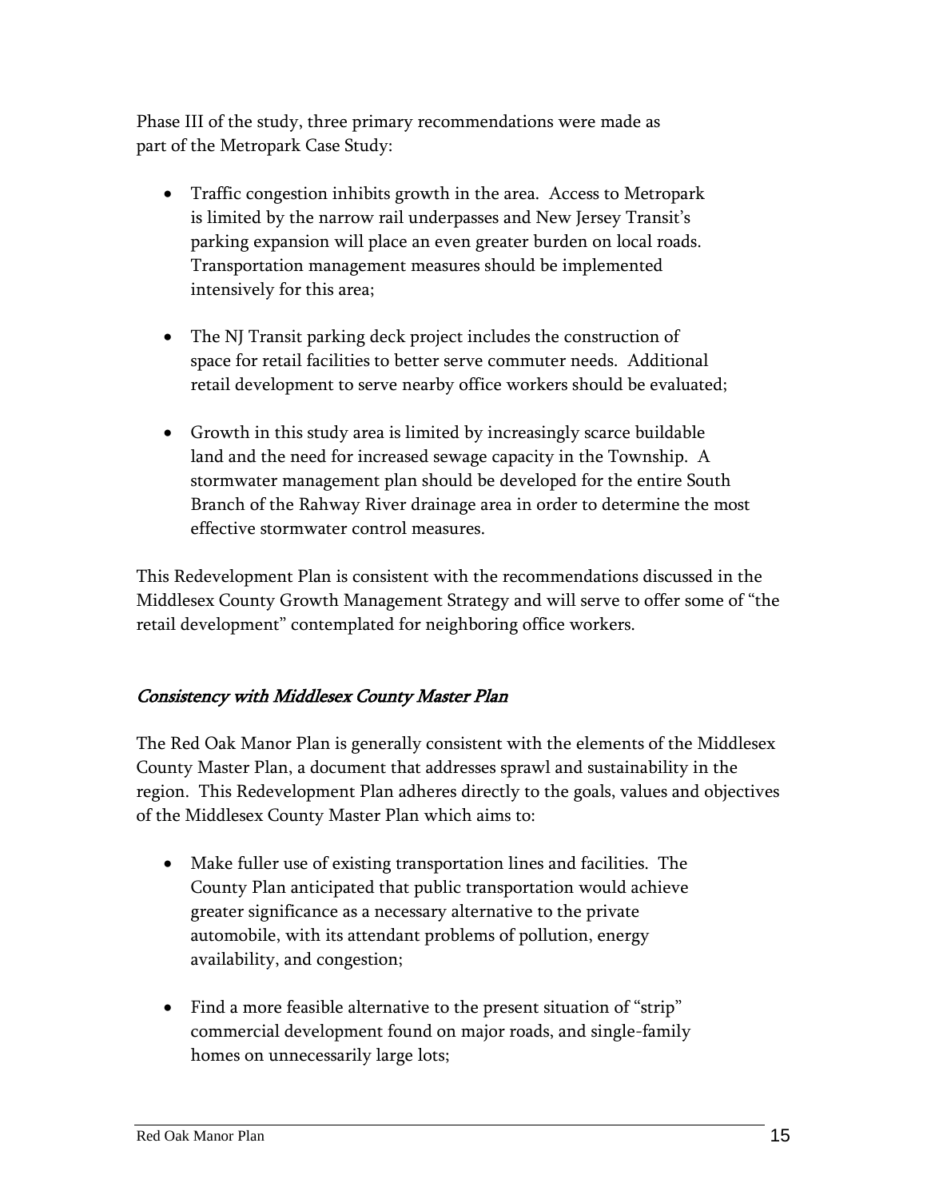Phase III of the study, three primary recommendations were made as part of the Metropark Case Study:

- Traffic congestion inhibits growth in the area. Access to Metropark is limited by the narrow rail underpasses and New Jersey Transit's parking expansion will place an even greater burden on local roads. Transportation management measures should be implemented intensively for this area;

- The NJ Transit parking deck project includes the construction of space for retail facilities to better serve commuter needs. Additional retail development to serve nearby office workers should be evaluated;

- Growth in this study area is limited by increasingly scarce buildable land and the need for increased sewage capacity in the Township. A stormwater management plan should be developed for the entire South Branch of the Rahway River drainage area in order to determine the most effective stormwater control measures.

This Redevelopment Plan is consistent with the recommendations discussed in the Middlesex County Growth Management Strategy and will serve to offer some of "the retail development" contemplated for neighboring office workers.

### *Consistency with Middlesex County Master Plan*

The Red Oak Manor Plan is generally consistent with the elements of the Middlesex County Master Plan, a document that addresses sprawl and sustainability in the region. This Redevelopment Plan adheres directly to the goals, values and objectives of the Middlesex County Master Plan which aims to:

- Make fuller use of existing transportation lines and facilities. The County Plan anticipated that public transportation would achieve greater significance as a necessary alternative to the private automobile, with its attendant problems of pollution, energy availability, and congestion;

- Find a more feasible alternative to the present situation of "strip" commercial development found on major roads, and single-family homes on unnecessarily large lots;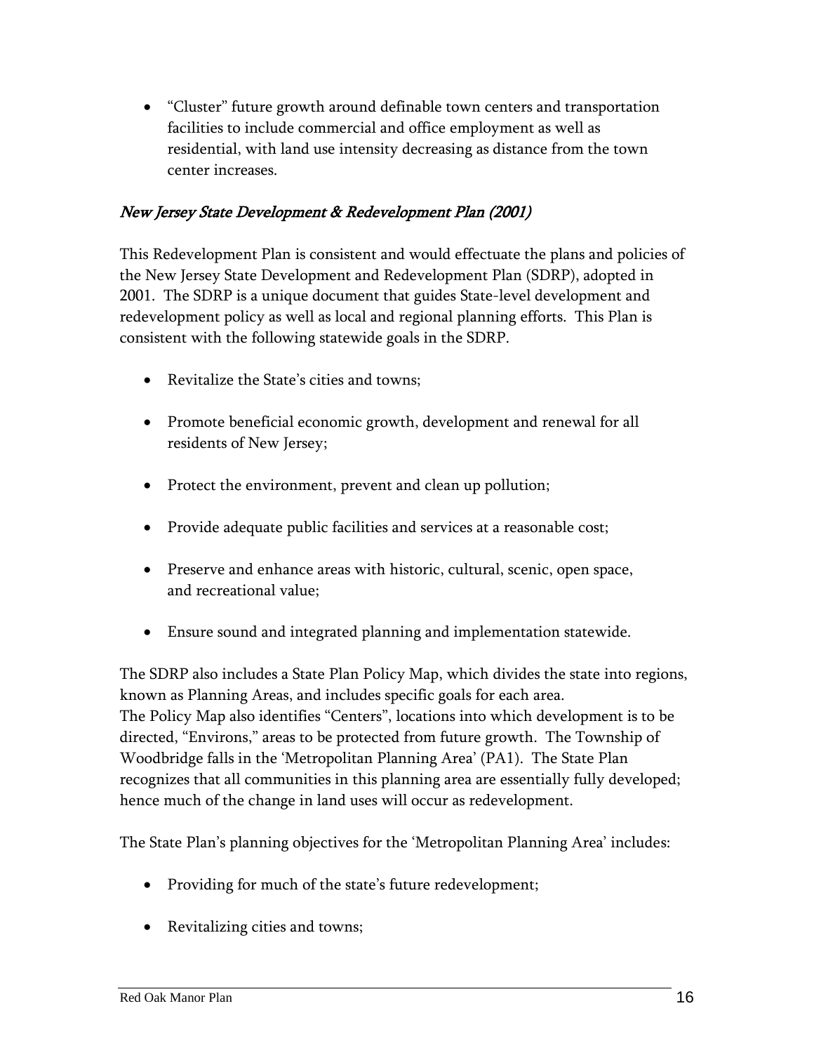- "Cluster" future growth around definable town centers and transportation facilities to include commercial and office employment as well as residential, with land use intensity decreasing as distance from the town center increases.

### *New Jersey State Development & Redevelopment Plan (2001)*

This Redevelopment Plan is consistent and would effectuate the plans and policies of the New Jersey State Development and Redevelopment Plan (SDRP), adopted in 2001. The SDRP is a unique document that guides State-level development and redevelopment policy as well as local and regional planning efforts. This Plan is consistent with the following statewide goals in the SDRP.

- Revitalize the State's cities and towns;
- Promote beneficial economic growth, development and renewal for all residents of New Jersey;
- Protect the environment, prevent and clean up pollution;
- Provide adequate public facilities and services at a reasonable cost;
- Preserve and enhance areas with historic, cultural, scenic, open space, and recreational value;
- Ensure sound and integrated planning and implementation statewide.

The SDRP also includes a State Plan Policy Map, which divides the state into regions, known as Planning Areas, and includes specific goals for each area.
The Policy Map also identifies "Centers", locations into which development is to be directed, "Environs," areas to be protected from future growth. The Township of Woodbridge falls in the 'Metropolitan Planning Area' (PA1). The State Plan recognizes that all communities in this planning area are essentially fully developed; hence much of the change in land uses will occur as redevelopment.

The State Plan's planning objectives for the 'Metropolitan Planning Area' includes:

- Providing for much of the state's future redevelopment;
- Revitalizing cities and towns;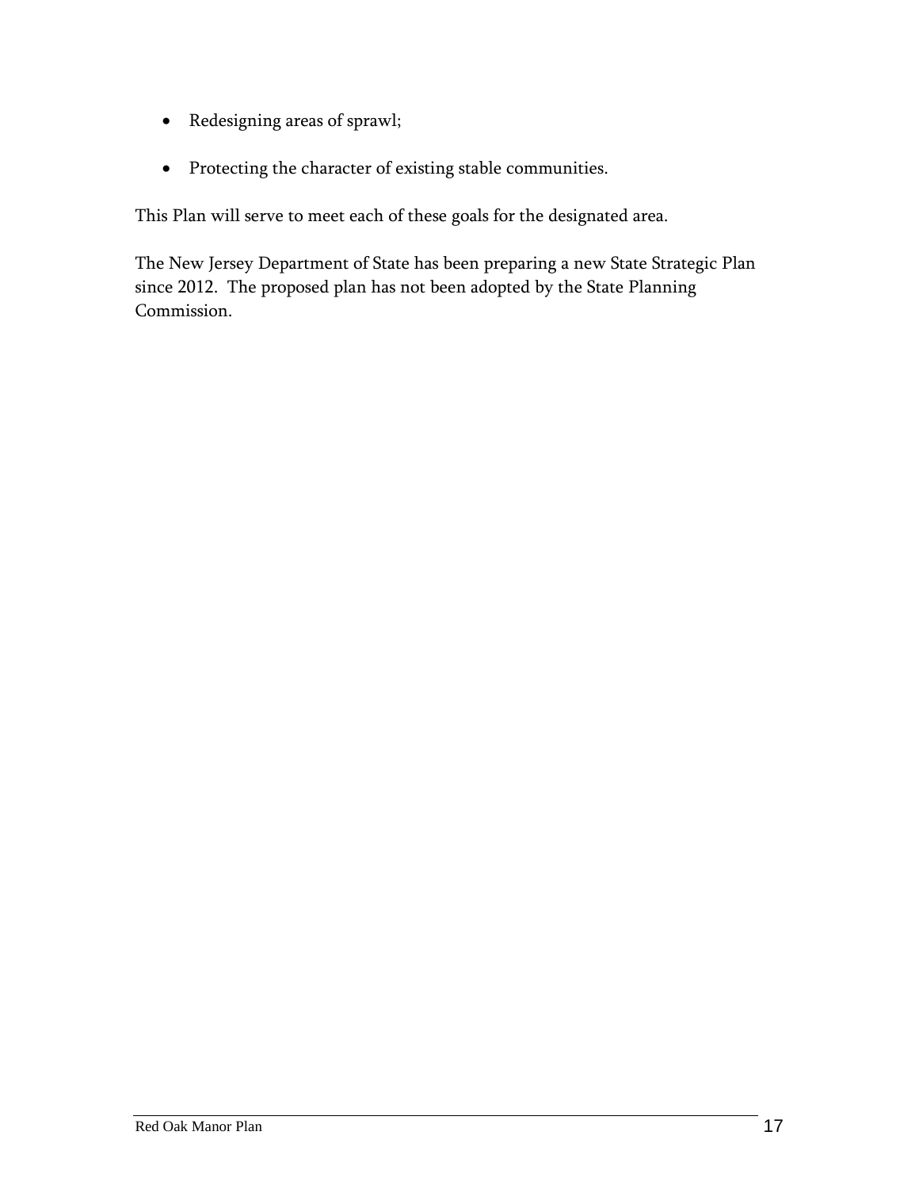- Redesigning areas of sprawl;
- Protecting the character of existing stable communities.

This Plan will serve to meet each of these goals for the designated area.

The New Jersey Department of State has been preparing a new State Strategic Plan since 2012. The proposed plan has not been adopted by the State Planning Commission.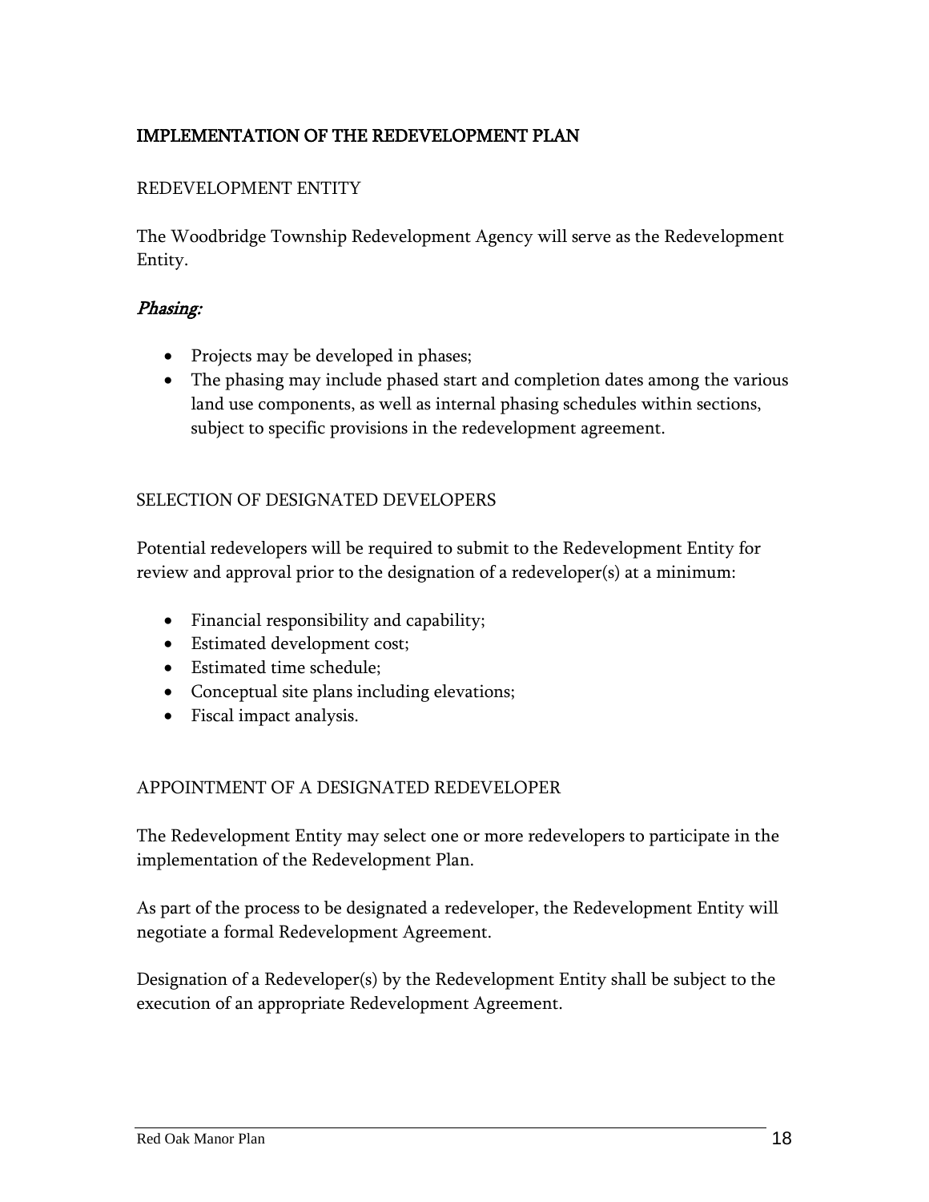## IMPLEMENTATION OF THE REDEVELOPMENT PLAN

### REDEVELOPMENT ENTITY

The Woodbridge Township Redevelopment Agency will serve as the Redevelopment Entity.

### *Phasing:*

- Projects may be developed in phases;
- The phasing may include phased start and completion dates among the various land use components, as well as internal phasing schedules within sections, subject to specific provisions in the redevelopment agreement.

### SELECTION OF DESIGNATED DEVELOPERS

Potential redevelopers will be required to submit to the Redevelopment Entity for review and approval prior to the designation of a redeveloper(s) at a minimum:

- Financial responsibility and capability;
- Estimated development cost;
- Estimated time schedule;
- Conceptual site plans including elevations;
- Fiscal impact analysis.

### APPOINTMENT OF A DESIGNATED REDEVELOPER

The Redevelopment Entity may select one or more redevelopers to participate in the implementation of the Redevelopment Plan.

As part of the process to be designated a redeveloper, the Redevelopment Entity will negotiate a formal Redevelopment Agreement.

Designation of a Redeveloper(s) by the Redevelopment Entity shall be subject to the execution of an appropriate Redevelopment Agreement.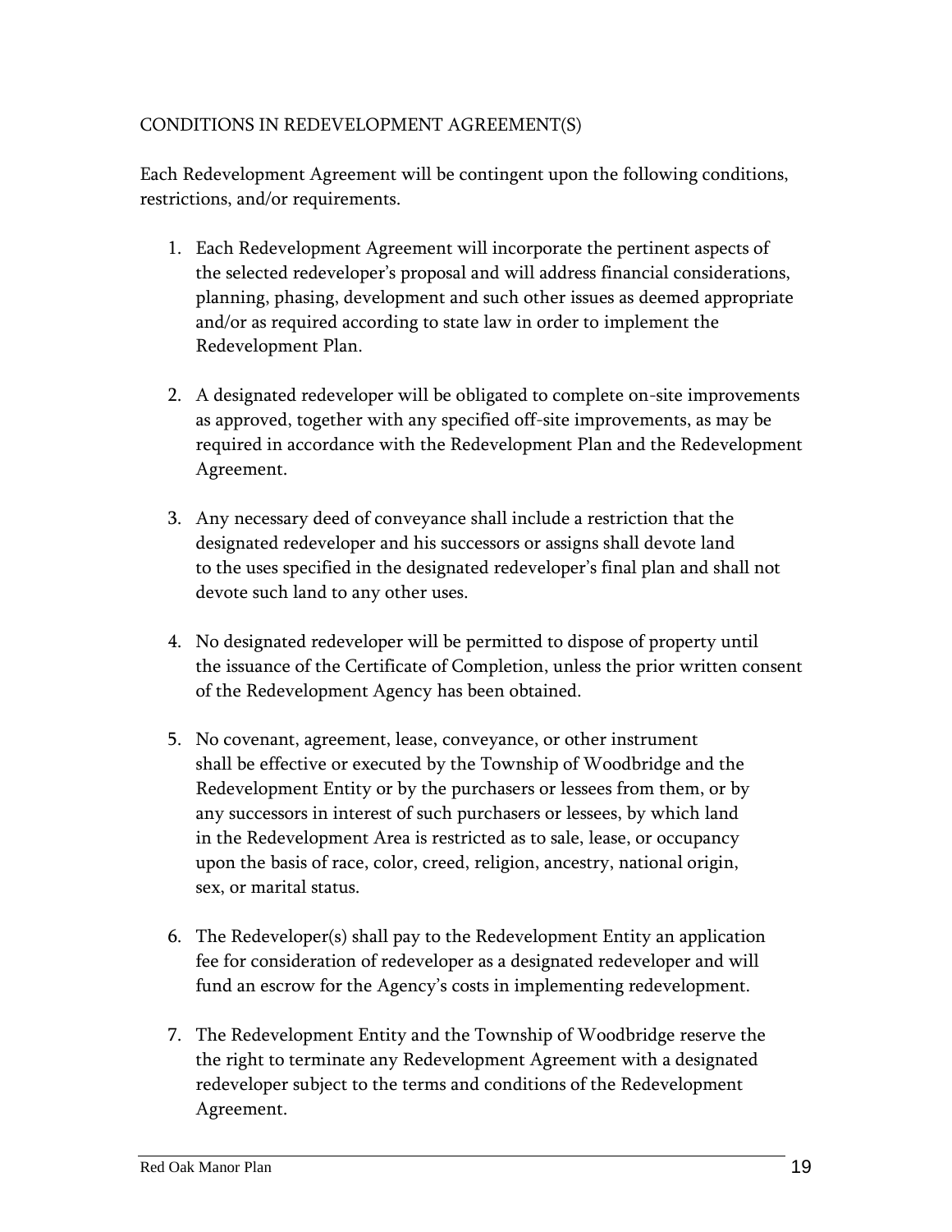## CONDITIONS IN REDEVELOPMENT AGREEMENT(S)

Each Redevelopment Agreement will be contingent upon the following conditions, restrictions, and/or requirements.

1. Each Redevelopment Agreement will incorporate the pertinent aspects of the selected redeveloper's proposal and will address financial considerations, planning, phasing, development and such other issues as deemed appropriate and/or as required according to state law in order to implement the Redevelopment Plan.

2. A designated redeveloper will be obligated to complete on-site improvements as approved, together with any specified off-site improvements, as may be required in accordance with the Redevelopment Plan and the Redevelopment Agreement.

3. Any necessary deed of conveyance shall include a restriction that the designated redeveloper and his successors or assigns shall devote land to the uses specified in the designated redeveloper's final plan and shall not devote such land to any other uses.

4. No designated redeveloper will be permitted to dispose of property until the issuance of the Certificate of Completion, unless the prior written consent of the Redevelopment Agency has been obtained.

5. No covenant, agreement, lease, conveyance, or other instrument shall be effective or executed by the Township of Woodbridge and the Redevelopment Entity or by the purchasers or lessees from them, or by any successors in interest of such purchasers or lessees, by which land in the Redevelopment Area is restricted as to sale, lease, or occupancy upon the basis of race, color, creed, religion, ancestry, national origin, sex, or marital status.

6. The Redeveloper(s) shall pay to the Redevelopment Entity an application fee for consideration of redeveloper as a designated redeveloper and will fund an escrow for the Agency's costs in implementing redevelopment.

7. The Redevelopment Entity and the Township of Woodbridge reserve the the right to terminate any Redevelopment Agreement with a designated redeveloper subject to the terms and conditions of the Redevelopment Agreement.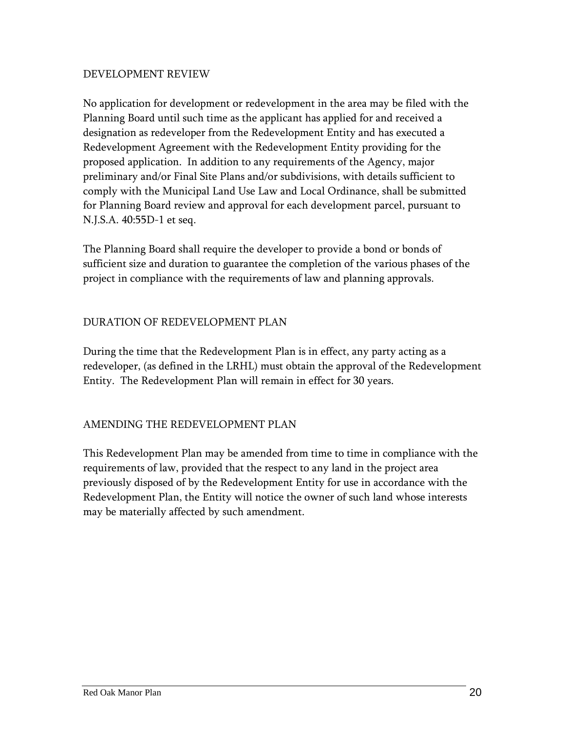## DEVELOPMENT REVIEW

No application for development or redevelopment in the area may be filed with the Planning Board until such time as the applicant has applied for and received a designation as redeveloper from the Redevelopment Entity and has executed a Redevelopment Agreement with the Redevelopment Entity providing for the proposed application. In addition to any requirements of the Agency, major preliminary and/or Final Site Plans and/or subdivisions, with details sufficient to comply with the Municipal Land Use Law and Local Ordinance, shall be submitted for Planning Board review and approval for each development parcel, pursuant to N.J.S.A. 40:55D-1 et seq.

The Planning Board shall require the developer to provide a bond or bonds of sufficient size and duration to guarantee the completion of the various phases of the project in compliance with the requirements of law and planning approvals.

## DURATION OF REDEVELOPMENT PLAN

During the time that the Redevelopment Plan is in effect, any party acting as a redeveloper, (as defined in the LRHL) must obtain the approval of the Redevelopment Entity. The Redevelopment Plan will remain in effect for 30 years.

## AMENDING THE REDEVELOPMENT PLAN

This Redevelopment Plan may be amended from time to time in compliance with the requirements of law, provided that the respect to any land in the project area previously disposed of by the Redevelopment Entity for use in accordance with the Redevelopment Plan, the Entity will notice the owner of such land whose interests may be materially affected by such amendment.